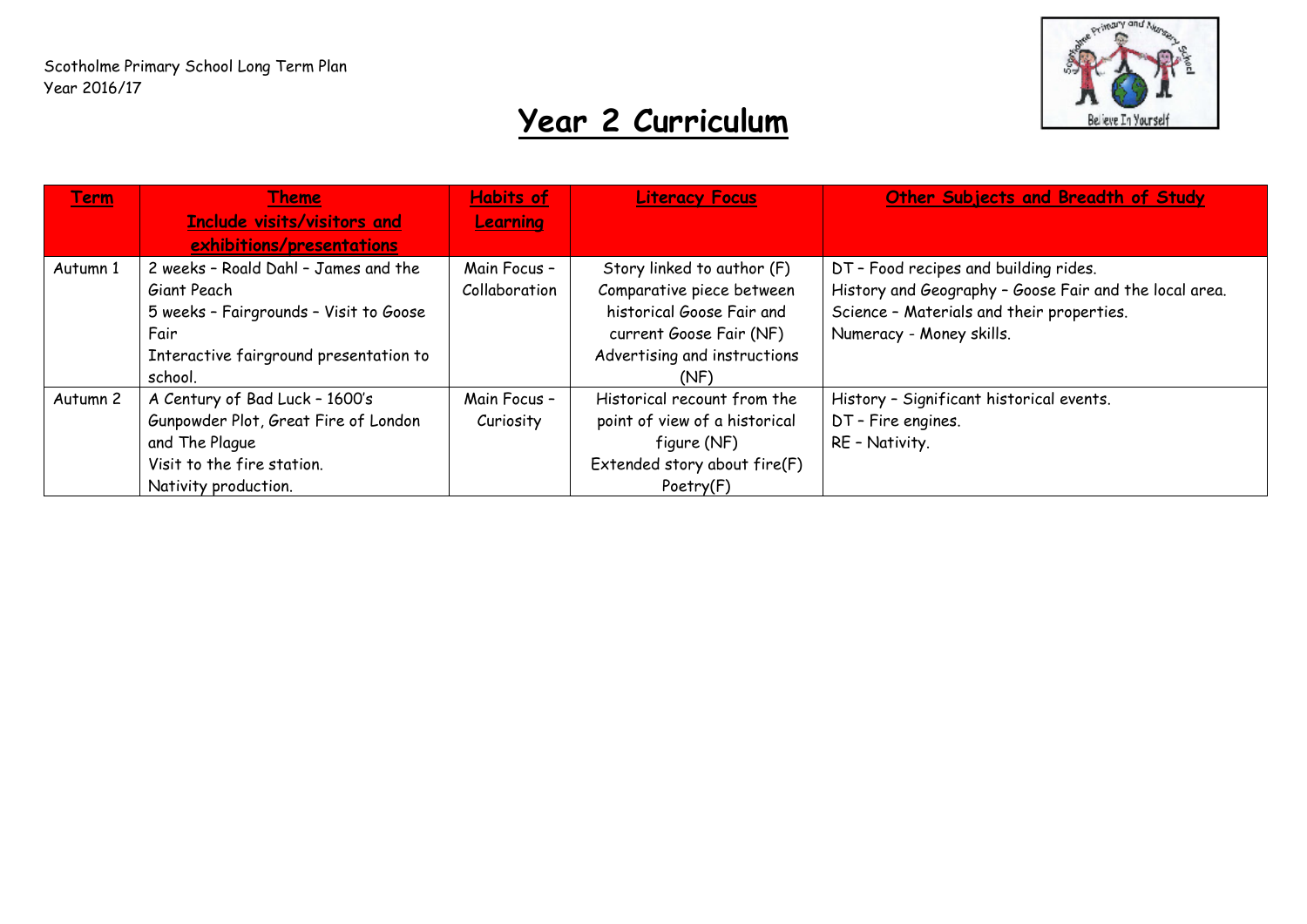Scotholme Primary School Long Term Plan
Year 2016/17

# Year 2 Curriculum

| Term | Theme<br>Include visits/visitors and exhibitions/presentations | Habits of Learning | Literacy Focus | Other Subjects and Breadth of Study |
|---|---|---|---|---|
| Autumn 1 | 2 weeks – Roald Dahl – James and the Giant Peach<br>5 weeks – Fairgrounds – Visit to Goose Fair<br>Interactive fairground presentation to school. | Main Focus – Collaboration | Story linked to author (F)<br>Comparative piece between historical Goose Fair and current Goose Fair (NF)<br>Advertising and instructions (NF) | DT – Food recipes and building rides.<br>History and Geography – Goose Fair and the local area.<br>Science – Materials and their properties.<br>Numeracy - Money skills. |
| Autumn 2 | A Century of Bad Luck – 1600's<br>Gunpowder Plot, Great Fire of London and The Plague<br>Visit to the fire station.<br>Nativity production. | Main Focus – Curiosity | Historical recount from the point of view of a historical figure (NF)<br>Extended story about fire(F)<br>Poetry(F) | History – Significant historical events.<br>DT – Fire engines.<br>RE – Nativity. |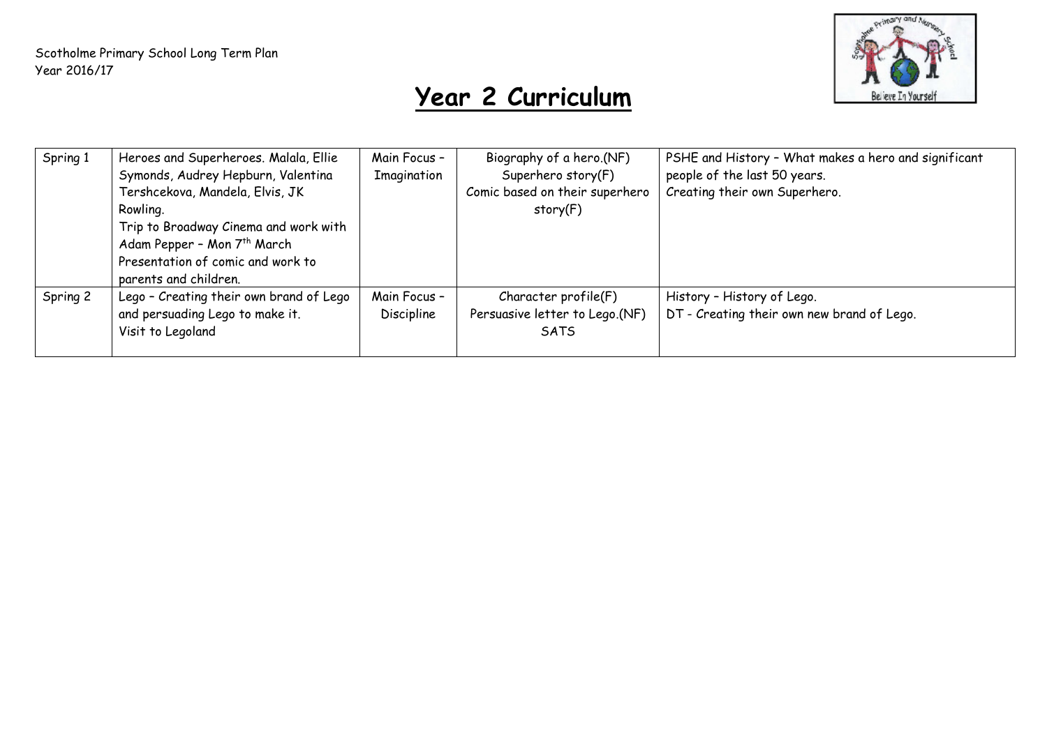Scotholme Primary School Long Term Plan
Year 2016/17

# Year 2 Curriculum

| | | | | |
|---|---|---|---|---|
| Spring 1 | Heroes and Superheroes. Malala, Ellie Symonds, Audrey Hepburn, Valentina Tershcekova, Mandela, Elvis, JK Rowling.<br>Trip to Broadway Cinema and work with Adam Pepper – Mon 7th March<br>Presentation of comic and work to parents and children. | Main Focus – Imagination | Biography of a hero.(NF)<br>Superhero story(F)<br>Comic based on their superhero story(F) | PSHE and History – What makes a hero and significant people of the last 50 years.<br>Creating their own Superhero. |
| Spring 2 | Lego – Creating their own brand of Lego and persuading Lego to make it.<br>Visit to Legoland | Main Focus – Discipline | Character profile(F)<br>Persuasive letter to Lego.(NF)<br>SATS | History – History of Lego.<br>DT - Creating their own new brand of Lego. |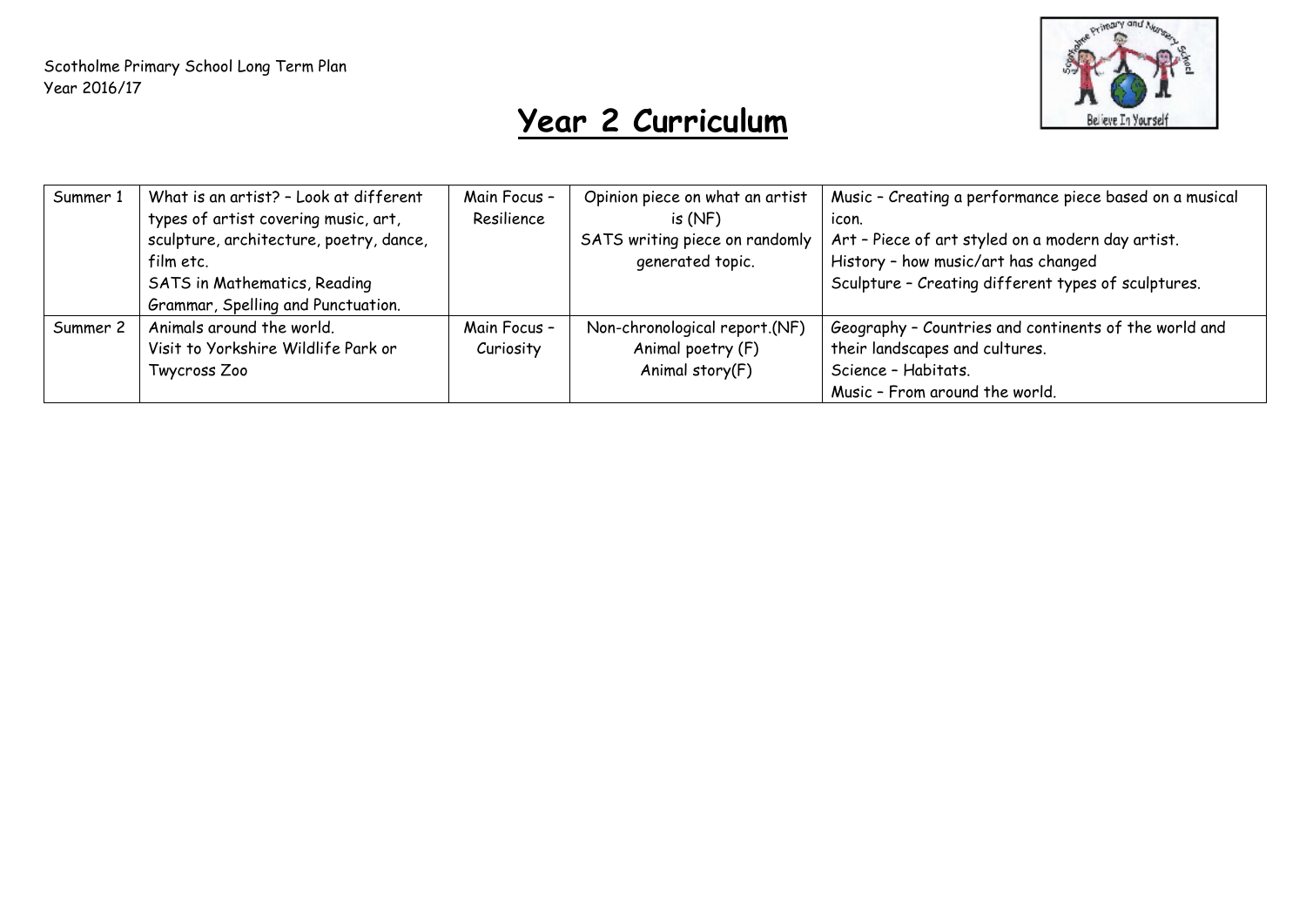Scotholme Primary School Long Term Plan
Year 2016/17

# Year 2 Curriculum

| | | | | |
|---|---|---|---|---|
| Summer 1 | What is an artist? – Look at different types of artist covering music, art, sculpture, architecture, poetry, dance, film etc.<br>SATS in Mathematics, Reading Grammar, Spelling and Punctuation. | Main Focus – Resilience | Opinion piece on what an artist is (NF)<br>SATS writing piece on randomly generated topic. | Music – Creating a performance piece based on a musical icon.<br>Art – Piece of art styled on a modern day artist.<br>History – how music/art has changed<br>Sculpture – Creating different types of sculptures. |
| Summer 2 | Animals around the world.<br>Visit to Yorkshire Wildlife Park or Twycross Zoo | Main Focus – Curiosity | Non-chronological report.(NF)<br>Animal poetry (F)<br>Animal story(F) | Geography – Countries and continents of the world and their landscapes and cultures.<br>Science – Habitats.<br>Music – From around the world. |